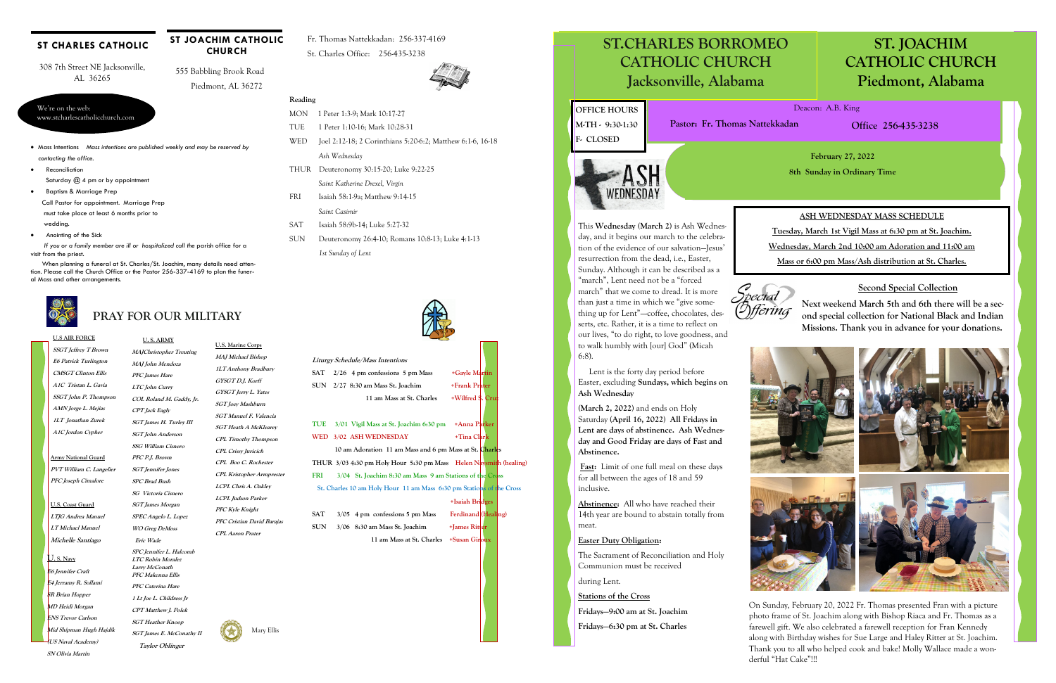## ST CHARLES CATHOLIC

308 7th Street NE Jacksonville, AL 36265

## ST JOACHIM CATHOLIC CHURCH

555 Babbling Brook Road
Piedmont, AL 36272

Fr. Thomas Nattekkadan: 256-337-4169
St. Charles Office: 256-435-3238

We're on the web:
www.stcharlescatholicchurch.com

- Mass Intentions *Mass intentions are published weekly and may be reserved by contacting the office.*
- Reconciliation
  Saturday @ 4 pm or by appointment
- Baptism & Marriage Prep
  Call Pastor for appointment. Marriage Prep must take place at least 6 months prior to wedding.
- Anointing of the Sick

If you or a family member are ill or hospitalized call the parish office for a visit from the priest.

When planning a funeral at St. Charles/St. Joachim, many details need attention. Please call the Church Office or the Pastor 256-337-4169 to plan the funeral Mass and other arrangements.

### Reading

| | |
|---|---|
| MON | 1 Peter 1:3-9; Mark 10:17-27 |
| TUE | 1 Peter 1:10-16; Mark 10:28-31 |
| WED | Joel 2:12-18; 2 Corinthians 5:20-6:2; Matthew 6:1-6, 16-18 *Ash Wednesday* |
| THUR | Deuteronomy 30:15-20; Luke 9:22-25 *Saint Katherine Drexel, Virgin* |
| FRI | Isaiah 58:1-9a; Matthew 9:14-15 *Saint Casimir* |
| SAT | Isaiah 58:9b-14; Luke 5:27-32 |
| SUN | Deuteronomy 26:4-10; Romans 10:8-13; Luke 4:1-13 *1st Sunday of Lent* |

## PRAY FOR OUR MILITARY

**U.S AIR FORCE**
*SSGT Jeffrey T Brown*
*E6 Patrick Turlington*
*CMSGT Clinton Ellis*
*A1C Tristan L. Gavia*
*SSGT John P. Thompson*
*AMN Jorge L. Mejias*
*1LT Jonathan Zurek*
*A1C Jordon Cypher*

**Army National Guard**
*PVT William C. Langeller*
*PFC Joseph Cimalore*

**U.S. Coast Guard**
*LTJG Andrea Manuel*
*LT Michael Manuel*
*Michelle Santiago*

**U. S. Navy**
*E6 Jennifer Craft*
*E4 Jerramy R. Sollami*
*SR Brian Hopper*
*MD Heidi Morgan*
*ENS Trevor Carlson*
*Mid Shipman Hugh Hajdik (US Naval Academy)*
*SN Olivia Martin*

**U.S. ARMY**
*MAJ Christopher Treuting*
*MAJ John Mendoza*
*PFC James Hare*
*LTC John Curry*
*COL Roland M. Gaddy, Jr.*
*CPT Jack Eagly*
*SGT James H. Turley III*
*SGT John Anderson*
*SSG William Cisnero*
*PFC P.J. Brown*
*SGT Jennifer Jones*
*SPC Brad Bush*
*SG Victoria Cisnero*
*SGT James Morgan*
*SPEC Angelo L. Lopez*
*WO Greg DeMoss*
*Eric Wade*
*SPC Jennifer L. Halcomb*
*LTC Robin Moralez*
*Larry McConath*
*PFC Makenna Ellis*
*PFC Caterina Hare*
*1 Lt Joe L. Childress Jr*
*CPT Matthew J. Polek*
*SGT Heather Knoop*
*SGT James E. McConathy II*
*Taylor Oblinger*

**U.S. Marine Corps**
*MAJ Michael Bishop*
*1LT Anthony Bradbury*
*GYSGT D.J. Korff*
*GYSGT Jerry L. Yates*
*SGT Joey Mashburn*
*SGT Manuel F. Valencia*
*SGT Heath A McKlearey*
*CPL Timothy Thompson*
*CPL Crissy Juricich*
*CPL Boo C. Rochester*
*CPL Kristopher Armprester*
*LCPL Chris A. Oakley*
*LCPL Judson Parker*
*PFC Kyle Knight*
*PFC Cristian David Barajas*
*CPL Aaron Prater*

Mary Ellis

### *Liturgy Schedule/Mass Intentions*

SAT 2/26 4 pm confessions 5 pm Mass +Gayle Martin
SUN 2/27 8:30 am Mass St. Joachim +Frank Prater
11 am Mass at St. Charles +Wilfred S. Cruz

TUE 3/01 Vigil Mass at St. Joachim 6:30 pm +Anna Parker
WED 3/02 ASH WEDNESDAY +Tina Clark
10 am Adoration 11 am Mass and 6 pm Mass at St. Charles
THUR 3/03 4:30 pm Holy Hour 5:30 pm Mass Helen Naysmith (healing)
FRI 3/04 St. Joachim 8:30 am Mass 9 am Stations of the Cross
St. Charles 10 am Holy Hour 11 am Mass 6:30 pm Stations of the Cross
+Isaiah Bridges
SAT 3/05 4 pm confessions 5 pm Mass Ferdinand (Healing)
SUN 3/06 8:30 am Mass St. Joachim +James Ritter
11 am Mass at St. Charles +Susan Giroux

# ST.CHARLES BORROMEO CATHOLIC CHURCH Jacksonville, Alabama

# ST. JOACHIM CATHOLIC CHURCH Piedmont, Alabama

**OFFICE HOURS**
**M-TH - 9:30-1:30**
**F- CLOSED**

Deacon: A.B. King
**Pastor: Fr. Thomas Nattekkadan** **Office 256-435-3238**

**February 27, 2022**
**8th Sunday in Ordinary Time**

ASH WEDNESDAY

This **Wednesday (March 2)** is Ash Wednesday, and it begins our march to the celebration of the evidence of our salvation—Jesus' resurrection from the dead, i.e., Easter, Sunday. Although it can be described as a "march", Lent need not be a "forced march" that we come to dread. It is more than just a time in which we "give something up for Lent"—coffee, chocolates, desserts, etc. Rather, it is a time to reflect on our lives, "to do right, to love goodness, and to walk humbly with [our] God" (Micah 6:8).

Lent is the forty day period before Easter, excluding **Sundays, which begins on Ash Wednesday**

**(March 2, 2022)** and ends on Holy Saturday **(April 16, 2022) All Fridays in Lent are days of abstinence. Ash Wednesday and Good Friday are days of Fast and Abstinence.**

**Fast:** Limit of one full meal on these days for all between the ages of 18 and 59 inclusive.

**Abstinence:** All who have reached their 14th year are bound to abstain totally from meat.

**Easter Duty Obligation:**

The Sacrament of Reconciliation and Holy Communion must be received

during Lent.

**Stations of the Cross**

**Fridays—9:00 am at St. Joachim**

**Fridays—6:30 pm at St. Charles**

### ASH WEDNESDAY MASS SCHEDULE

**Tuesday, March 1st Vigil Mass at 6:30 pm at St. Joachim.**

**Wednesday, March 2nd 10:00 am Adoration and 11:00 am Mass or 6:00 pm Mass/Ash distribution at St. Charles.**

### Second Special Collection

Special Offering

**Next weekend March 5th and 6th there will be a second special collection for National Black and Indian Missions. Thank you in advance for your donations.**

On Sunday, February 20, 2022 Fr. Thomas presented Fran with a picture photo frame of St. Joachim along with Bishop Riaca and Fr. Thomas as a farewell gift. We also celebrated a farewell reception for Fran Kennedy along with Birthday wishes for Sue Large and Haley Ritter at St. Joachim. Thank you to all who helped cook and bake! Molly Wallace made a wonderful "Hat Cake"!!!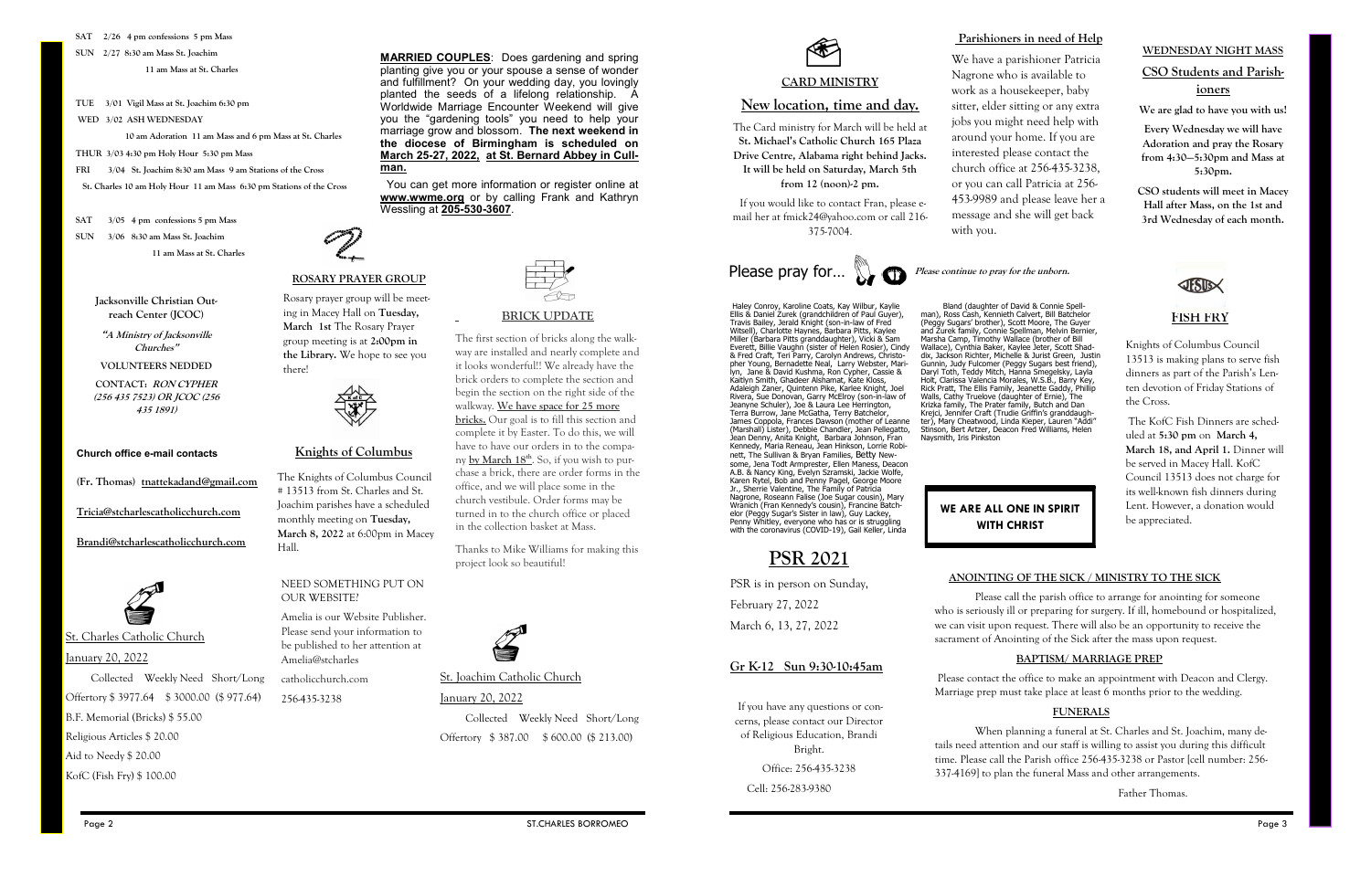SAT 2/26 4 pm confessions 5 pm Mass

SUN 2/27 8:30 am Mass St. Joachim

11 am Mass at St. Charles

TUE 3/01 Vigil Mass at St. Joachim 6:30 pm

WED 3/02 ASH WEDNESDAY

10 am Adoration 11 am Mass and 6 pm Mass at St. Charles

THUR 3/03 4:30 pm Holy Hour 5:30 pm Mass

FRI 3/04 St. Joachim 8:30 am Mass 9 am Stations of the Cross

St. Charles 10 am Holy Hour 11 am Mass 6:30 pm Stations of the Cross

SAT 3/05 4 pm confessions 5 pm Mass

SUN 3/06 8:30 am Mass St. Joachim

11 am Mass at St. Charles

**Jacksonville Christian Outreach Center (JCOC)**

***"A Ministry of Jacksonville Churches"***

**VOLUNTEERS NEDDED**

**CONTACT: *RON CYPHER (256 435 7523) OR JCOC (256 435 1891)***

**Church office e-mail contacts**

**(Fr. Thomas) tnattekadand@gmail.com**

**Tricia@stcharlescatholicchurch.com**

**Brandi@stcharlescatholicchurch.com**

St. Charles Catholic Church

January 20, 2022

| | Collected | Weekly Need | Short/Long |
|---|---|---|---|
| Offertory | $ 3977.64 | $ 3000.00 | ($ 977.64) |
| B.F. Memorial (Bricks) | $ 55.00 | | |
| Religious Articles | $ 20.00 | | |
| Aid to Needy | $ 20.00 | | |
| KofC (Fish Fry) | $ 100.00 | | |

**MARRIED COUPLES**: Does gardening and spring planting give you or your spouse a sense of wonder and fulfillment? On your wedding day, you lovingly planted the seeds of a lifelong relationship. A Worldwide Marriage Encounter Weekend will give you the "gardening tools" you need to help your marriage grow and blossom. **The next weekend in the diocese of Birmingham is scheduled on March 25-27, 2022, at St. Bernard Abbey in Cullman.**

You can get more information or register online at **www.wwme.org** or by calling Frank and Kathryn Wessling at **205-530-3607**.

## ROSARY PRAYER GROUP

Rosary prayer group will be meeting in Macey Hall on **Tuesday, March 1st** The Rosary Prayer group meeting is at **2:00pm in the Library.** We hope to see you there!

## Knights of Columbus

The Knights of Columbus Council # 13513 from St. Charles and St. Joachim parishes have a scheduled monthly meeting on **Tuesday, March 8, 2022** at 6:00pm in Macey Hall.

NEED SOMETHING PUT ON OUR WEBSITE?

Amelia is our Website Publisher. Please send your information to be published to her attention at Amelia@stcharles catholicchurch.com

256-435-3238

## BRICK UPDATE

The first section of bricks along the walkway are installed and nearly complete and it looks wonderful!! We already have the brick orders to complete the section and begin the section on the right side of the walkway. **We have space for 25 more bricks.** Our goal is to fill this section and complete it by Easter. To do this, we will have to have our orders in to the company **by March 18th**. So, if you wish to purchase a brick, there are order forms in the office, and we will place some in the church vestibule. Order forms may be turned in to the church office or placed in the collection basket at Mass.

Thanks to Mike Williams for making this project look so beautiful!

St. Joachim Catholic Church

January 20, 2022

| | Collected | Weekly Need | Short/Long |
|---|---|---|---|
| Offertory | $ 387.00 | $ 600.00 | ($ 213.00) |

## CARD MINISTRY

## New location, time and day.

The Card ministry for March will be held at **St. Michael's Catholic Church 165 Plaza Drive Centre, Alabama right behind Jacks. It will be held on Saturday, March 5th from 12 (noon)-2 pm.**

If you would like to contact Fran, please e-mail her at fmick24@yahoo.com or call 216-375-7004.

## Parishioners in need of Help

We have a parishioner Patricia Nagrone who is available to work as a housekeeper, baby sitter, elder sitting or any extra jobs you might need help with around your home. If you are interested please contact the church office at 256-435-3238, or you can call Patricia at 256-453-9989 and please leave her a message and she will get back with you.

## Please pray for…

***Please continue to pray for the unborn.***

Haley Conroy, Karoline Coats, Kay Wilbur, Kaylie Ellis & Daniel Zurek (grandchildren of Paul Guyer), Travis Bailey, Jerald Knight (son-in-law of Fred Witsell), Charlotte Haynes, Barbara Pitts, Kaylee Miller (Barbara Pitts granddaughter), Vicki & Sam Everett, Billie Vaughn (sister of Helen Rosier), Cindy & Fred Craft, Teri Parry, Carolyn Andrews, Christopher Young, Bernadette Neal, Larry Webster, Marilyn, Jane & David Kushma, Ron Cypher, Cassie & Kaitlyn Smith, Ghadeer Alshamat, Kate Kloss, Adaleigh Zaner, Quintenn Pike, Karlee Knight, Joel Rivera, Sue Donovan, Garry McElroy (son-in-law of Jeanyne Schuler), Joe & Laura Lee Herrington, Terra Burrow, Jane McGatha, Terry Batchelor, James Coppola, Frances Dawson (mother of Leanne (Marshall) Lister), Debbie Chandler, Jean Pellegatto, Jean Denny, Anita Knight, Barbara Johnson, Fran Kennedy, Maria Reneau, Jean Hinkson, Lorrie Robinett, The Sullivan & Bryan Families, Betty Newsome, Jena Todt Armprester, Ellen Maness, Deacon A.B. & Nancy King, Evelyn Szramski, Jackie Wolfe, Karen Rytel, Bob and Penny Pagel, George Moore Jr., Sherrie Valentine, The Family of Patricia Nagrone, Roseann Falise (Joe Sugar cousin), Mary Wranich (Fran Kennedy's cousin), Francine Batchelor (Peggy Sugar's Sister in law), Guy Lackey, Penny Whitley, everyone who has or is struggling with the coronavirus (COVID-19), Gail Keller, Linda Bland (daughter of David & Connie Spellman), Ross Cash, Kennieth Calvert, Bill Batchelor (Peggy Sugars' brother), Scott Moore, The Guyer and Zurek family, Connie Spellman, Melvin Bernier, Marsha Camp, Timothy Wallace (brother of Bill Wallace), Cynthia Baker, Kaylee Jeter, Scott Shaddix, Jackson Richter, Michelle & Jurist Green, Justin Gunnin, Judy Fulcomer (Peggy Sugars best friend), Daryl Toth, Teddy Mitch, Hanna Smegelsky, Layla Holt, Clarissa Valencia Morales, W.S.B., Barry Key, Rick Pratt, The Ellis Family, Jeanette Gaddy, Phillip Walls, Cathy Truelove (daughter of Ernie), The Krizka family, The Prater family, Butch and Dan Krejci, Jennifer Craft (Trudie Griffin's granddaughter), Mary Cheatwood, Linda Kieper, Lauren "Addi" Stinson, Bert Artzer, Deacon Fred Williams, Helen Naysmith, Iris Pinkston

**WE ARE ALL ONE IN SPIRIT WITH CHRIST**

# PSR 2021

PSR is in person on Sunday,

February 27, 2022

March 6, 13, 27, 2022

## Gr K-12 Sun 9:30-10:45am

If you have any questions or concerns, please contact our Director of Religious Education, Brandi Bright.

Office: 256-435-3238

Cell: 256-283-9380

## WEDNESDAY NIGHT MASS

## CSO Students and Parishioners

**We are glad to have you with us!**

**Every Wednesday we will have Adoration and pray the Rosary from 4:30—5:30pm and Mass at 5:30pm.**

**CSO students will meet in Macey Hall after Mass, on the 1st and 3rd Wednesday of each month.**

## FISH FRY

Knights of Columbus Council 13513 is making plans to serve fish dinners as part of the Parish's Lenten devotion of Friday Stations of the Cross.

The KofC Fish Dinners are scheduled at **5:30 pm** on **March 4, March 18, and April 1.** Dinner will be served in Macey Hall. KofC Council 13513 does not charge for its well-known fish dinners during Lent. However, a donation would be appreciated.

## ANOINTING OF THE SICK / MINISTRY TO THE SICK

Please call the parish office to arrange for anointing for someone who is seriously ill or preparing for surgery. If ill, homebound or hospitalized, we can visit upon request. There will also be an opportunity to receive the sacrament of Anointing of the Sick after the mass upon request.

## BAPTISM/ MARRIAGE PREP

Please contact the office to make an appointment with Deacon and Clergy. Marriage prep must take place at least 6 months prior to the wedding.

## FUNERALS

When planning a funeral at St. Charles and St. Joachim, many details need attention and our staff is willing to assist you during this difficult time. Please call the Parish office 256-435-3238 or Pastor [cell number: 256-337-4169] to plan the funeral Mass and other arrangements.

Father Thomas.